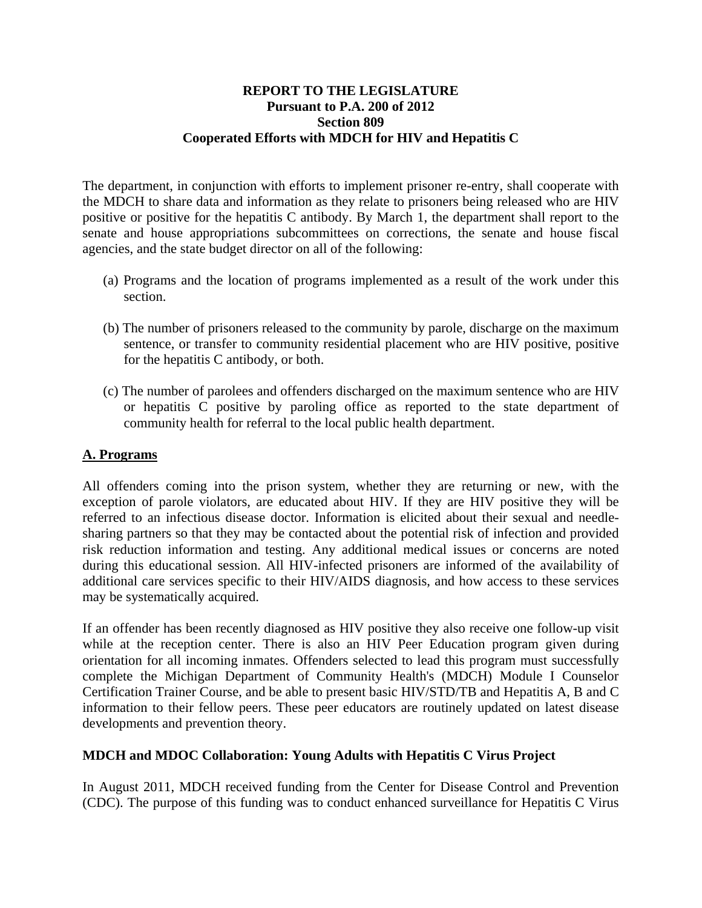**REPORT TO THE LEGISLATURE**
**Pursuant to P.A. 200 of 2012**
**Section 809**
**Cooperated Efforts with MDCH for HIV and Hepatitis C**

The department, in conjunction with efforts to implement prisoner re-entry, shall cooperate with the MDCH to share data and information as they relate to prisoners being released who are HIV positive or positive for the hepatitis C antibody. By March 1, the department shall report to the senate and house appropriations subcommittees on corrections, the senate and house fiscal agencies, and the state budget director on all of the following:

(a) Programs and the location of programs implemented as a result of the work under this section.

(b) The number of prisoners released to the community by parole, discharge on the maximum sentence, or transfer to community residential placement who are HIV positive, positive for the hepatitis C antibody, or both.

(c) The number of parolees and offenders discharged on the maximum sentence who are HIV or hepatitis C positive by paroling office as reported to the state department of community health for referral to the local public health department.

## A. Programs

All offenders coming into the prison system, whether they are returning or new, with the exception of parole violators, are educated about HIV. If they are HIV positive they will be referred to an infectious disease doctor. Information is elicited about their sexual and needle-sharing partners so that they may be contacted about the potential risk of infection and provided risk reduction information and testing. Any additional medical issues or concerns are noted during this educational session. All HIV-infected prisoners are informed of the availability of additional care services specific to their HIV/AIDS diagnosis, and how access to these services may be systematically acquired.

If an offender has been recently diagnosed as HIV positive they also receive one follow-up visit while at the reception center. There is also an HIV Peer Education program given during orientation for all incoming inmates. Offenders selected to lead this program must successfully complete the Michigan Department of Community Health's (MDCH) Module I Counselor Certification Trainer Course, and be able to present basic HIV/STD/TB and Hepatitis A, B and C information to their fellow peers. These peer educators are routinely updated on latest disease developments and prevention theory.

### MDCH and MDOC Collaboration: Young Adults with Hepatitis C Virus Project

In August 2011, MDCH received funding from the Center for Disease Control and Prevention (CDC). The purpose of this funding was to conduct enhanced surveillance for Hepatitis C Virus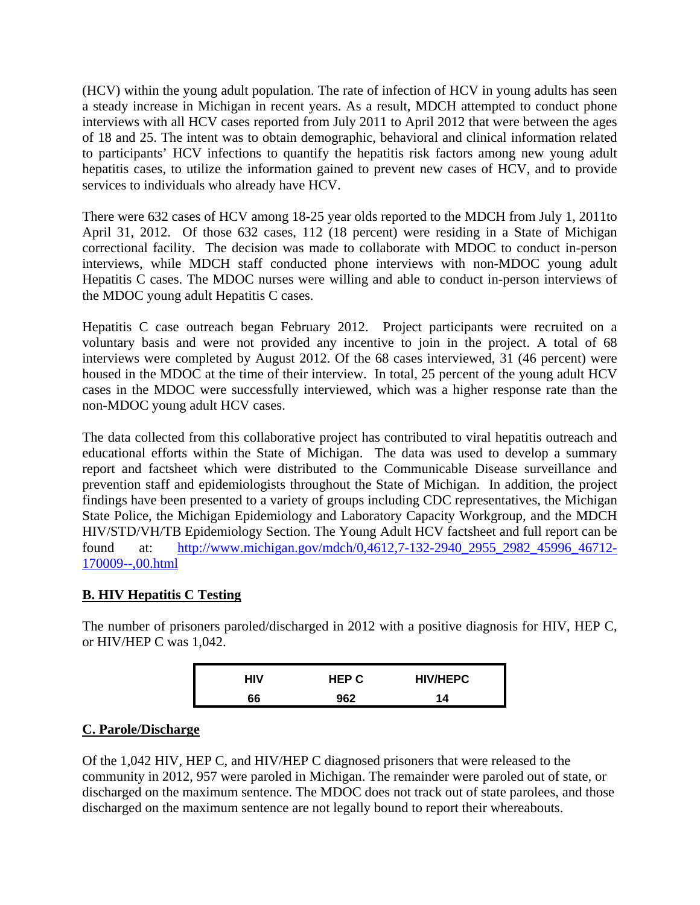(HCV) within the young adult population. The rate of infection of HCV in young adults has seen a steady increase in Michigan in recent years. As a result, MDCH attempted to conduct phone interviews with all HCV cases reported from July 2011 to April 2012 that were between the ages of 18 and 25. The intent was to obtain demographic, behavioral and clinical information related to participants' HCV infections to quantify the hepatitis risk factors among new young adult hepatitis cases, to utilize the information gained to prevent new cases of HCV, and to provide services to individuals who already have HCV.

There were 632 cases of HCV among 18-25 year olds reported to the MDCH from July 1, 2011to April 31, 2012. Of those 632 cases, 112 (18 percent) were residing in a State of Michigan correctional facility. The decision was made to collaborate with MDOC to conduct in-person interviews, while MDCH staff conducted phone interviews with non-MDOC young adult Hepatitis C cases. The MDOC nurses were willing and able to conduct in-person interviews of the MDOC young adult Hepatitis C cases.

Hepatitis C case outreach began February 2012. Project participants were recruited on a voluntary basis and were not provided any incentive to join in the project. A total of 68 interviews were completed by August 2012. Of the 68 cases interviewed, 31 (46 percent) were housed in the MDOC at the time of their interview. In total, 25 percent of the young adult HCV cases in the MDOC were successfully interviewed, which was a higher response rate than the non-MDOC young adult HCV cases.

The data collected from this collaborative project has contributed to viral hepatitis outreach and educational efforts within the State of Michigan. The data was used to develop a summary report and factsheet which were distributed to the Communicable Disease surveillance and prevention staff and epidemiologists throughout the State of Michigan. In addition, the project findings have been presented to a variety of groups including CDC representatives, the Michigan State Police, the Michigan Epidemiology and Laboratory Capacity Workgroup, and the MDCH HIV/STD/VH/TB Epidemiology Section. The Young Adult HCV factsheet and full report can be found at: http://www.michigan.gov/mdch/0,4612,7-132-2940_2955_2982_45996_46712-170009--,00.html

## B. HIV Hepatitis C Testing

The number of prisoners paroled/discharged in 2012 with a positive diagnosis for HIV, HEP C, or HIV/HEP C was 1,042.

| HIV | HEP C | HIV/HEPC |
|---|---|---|
| 66 | 962 | 14 |

## C. Parole/Discharge

Of the 1,042 HIV, HEP C, and HIV/HEP C diagnosed prisoners that were released to the community in 2012, 957 were paroled in Michigan. The remainder were paroled out of state, or discharged on the maximum sentence. The MDOC does not track out of state parolees, and those discharged on the maximum sentence are not legally bound to report their whereabouts.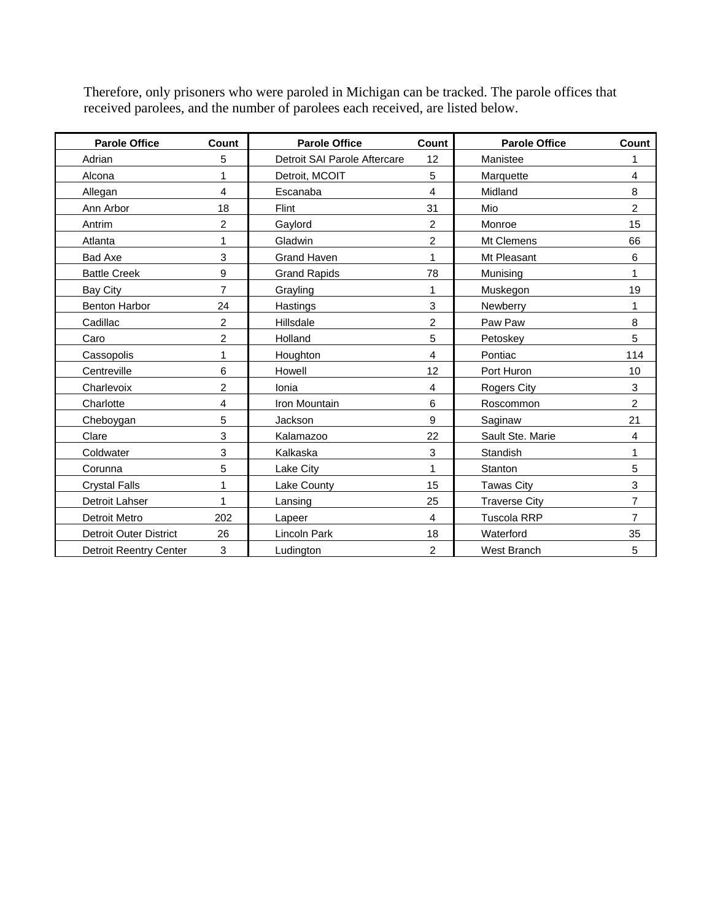Therefore, only prisoners who were paroled in Michigan can be tracked. The parole offices that received parolees, and the number of parolees each received, are listed below.

| Parole Office | Count | Parole Office | Count | Parole Office | Count |
|---|---|---|---|---|---|
| Adrian | 5 | Detroit SAI Parole Aftercare | 12 | Manistee | 1 |
| Alcona | 1 | Detroit, MCOIT | 5 | Marquette | 4 |
| Allegan | 4 | Escanaba | 4 | Midland | 8 |
| Ann Arbor | 18 | Flint | 31 | Mio | 2 |
| Antrim | 2 | Gaylord | 2 | Monroe | 15 |
| Atlanta | 1 | Gladwin | 2 | Mt Clemens | 66 |
| Bad Axe | 3 | Grand Haven | 1 | Mt Pleasant | 6 |
| Battle Creek | 9 | Grand Rapids | 78 | Munising | 1 |
| Bay City | 7 | Grayling | 1 | Muskegon | 19 |
| Benton Harbor | 24 | Hastings | 3 | Newberry | 1 |
| Cadillac | 2 | Hillsdale | 2 | Paw Paw | 8 |
| Caro | 2 | Holland | 5 | Petoskey | 5 |
| Cassopolis | 1 | Houghton | 4 | Pontiac | 114 |
| Centreville | 6 | Howell | 12 | Port Huron | 10 |
| Charlevoix | 2 | Ionia | 4 | Rogers City | 3 |
| Charlotte | 4 | Iron Mountain | 6 | Roscommon | 2 |
| Cheboygan | 5 | Jackson | 9 | Saginaw | 21 |
| Clare | 3 | Kalamazoo | 22 | Sault Ste. Marie | 4 |
| Coldwater | 3 | Kalkaska | 3 | Standish | 1 |
| Corunna | 5 | Lake City | 1 | Stanton | 5 |
| Crystal Falls | 1 | Lake County | 15 | Tawas City | 3 |
| Detroit Lahser | 1 | Lansing | 25 | Traverse City | 7 |
| Detroit Metro | 202 | Lapeer | 4 | Tuscola RRP | 7 |
| Detroit Outer District | 26 | Lincoln Park | 18 | Waterford | 35 |
| Detroit Reentry Center | 3 | Ludington | 2 | West Branch | 5 |